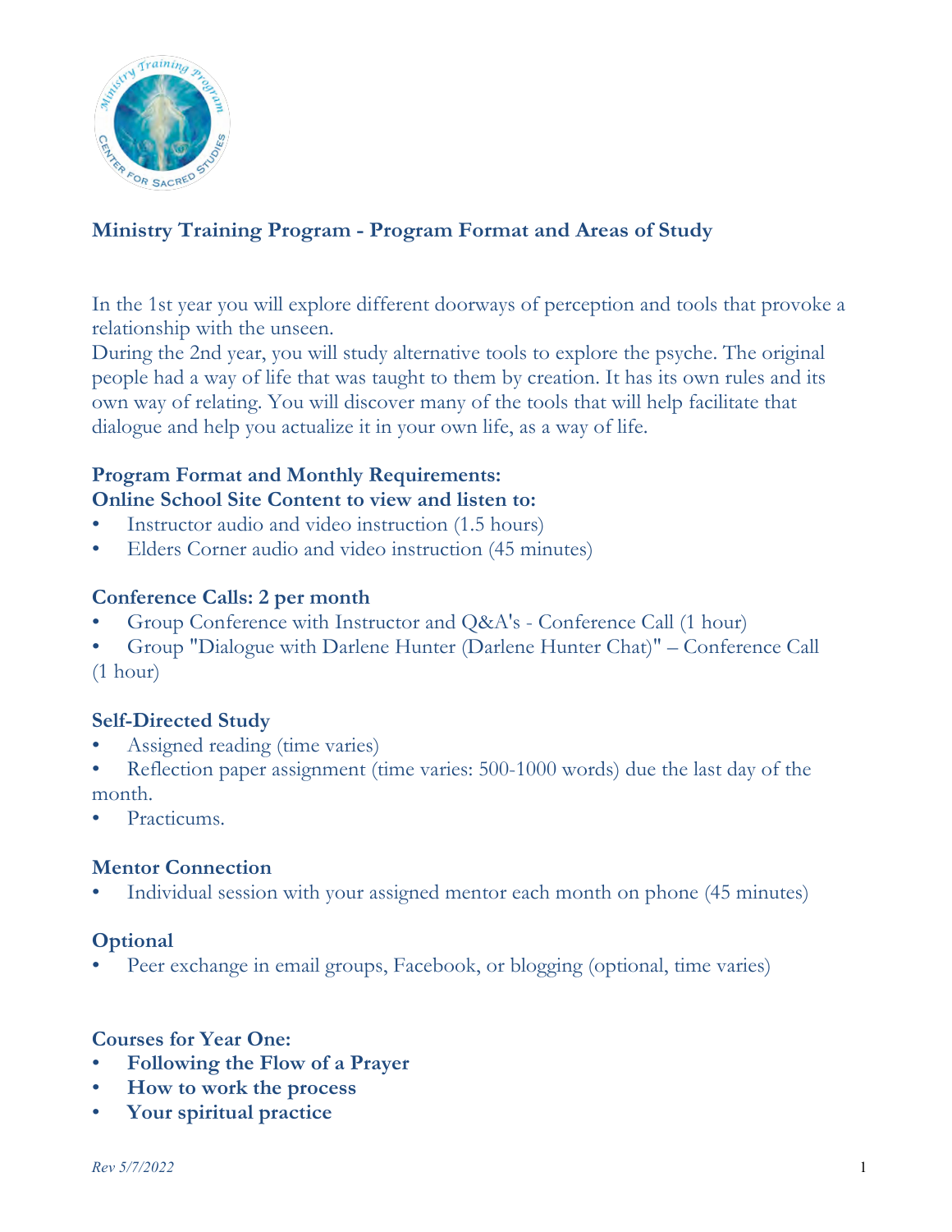## Ministry Training Program - Program Format and Areas of Study

In the 1st year you will explore different doorways of perception and tools that provoke a relationship with the unseen.

During the 2nd year, you will study alternative tools to explore the psyche. The original people had a way of life that was taught to them by creation. It has its own rules and its own way of relating. You will discover many of the tools that will help facilitate that dialogue and help you actualize it in your own life, as a way of life.

### Program Format and Monthly Requirements:

**Online School Site Content to view and listen to:**

- Instructor audio and video instruction (1.5 hours)
- Elders Corner audio and video instruction (45 minutes)

### Conference Calls: 2 per month

- Group Conference with Instructor and Q&A's - Conference Call (1 hour)
- Group "Dialogue with Darlene Hunter (Darlene Hunter Chat)" – Conference Call (1 hour)

### Self-Directed Study

- Assigned reading (time varies)
- Reflection paper assignment (time varies: 500-1000 words) due the last day of the month.
- Practicums.

### Mentor Connection

- Individual session with your assigned mentor each month on phone (45 minutes)

### Optional

- Peer exchange in email groups, Facebook, or blogging (optional, time varies)

### Courses for Year One:

- **Following the Flow of a Prayer**
- **How to work the process**
- **Your spiritual practice**

*Rev 5/7/2022*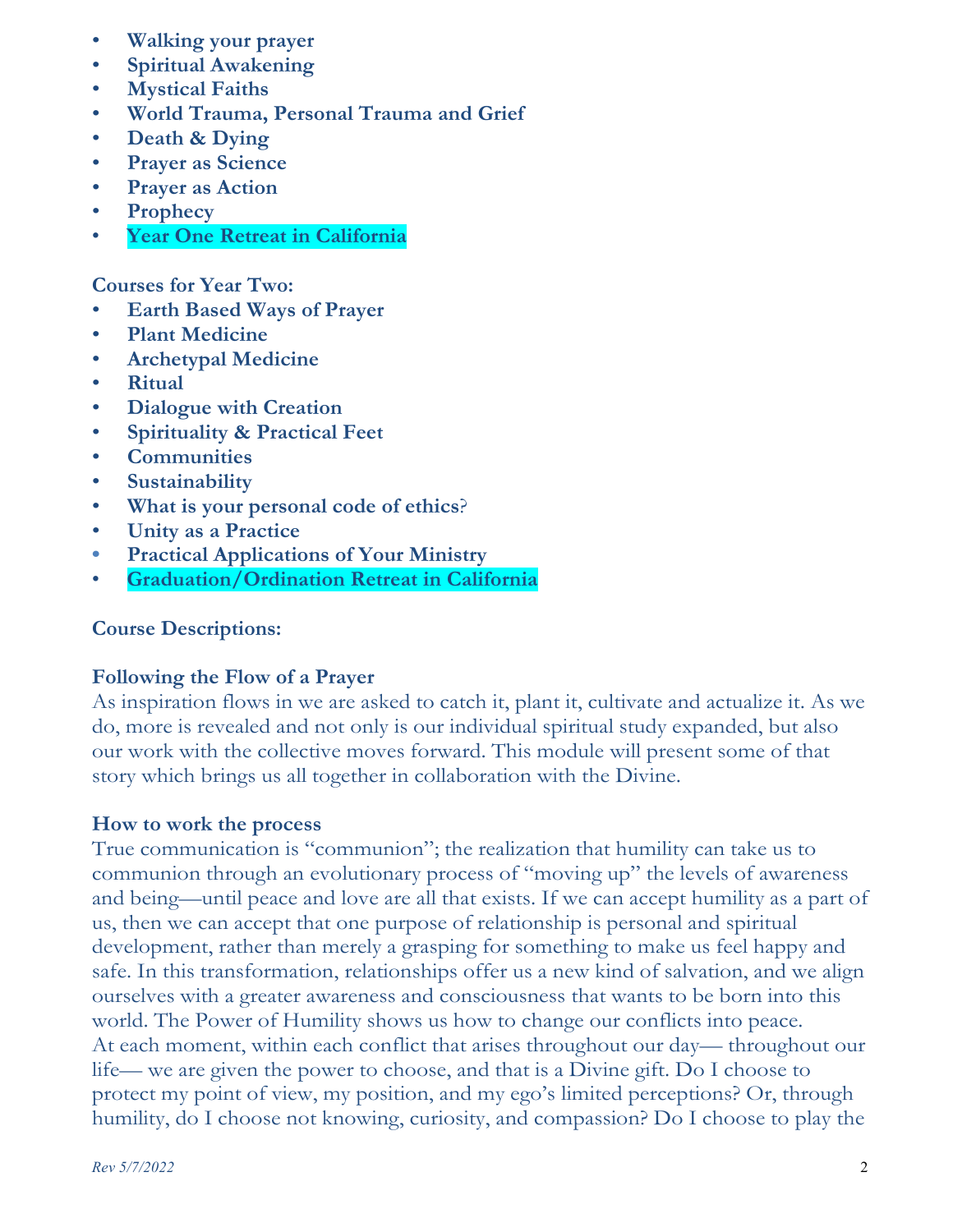- **Walking your prayer**
- **Spiritual Awakening**
- **Mystical Faiths**
- **World Trauma, Personal Trauma and Grief**
- **Death & Dying**
- **Prayer as Science**
- **Prayer as Action**
- **Prophecy**
- **Year One Retreat in California**

**Courses for Year Two:**

- **Earth Based Ways of Prayer**
- **Plant Medicine**
- **Archetypal Medicine**
- **Ritual**
- **Dialogue with Creation**
- **Spirituality & Practical Feet**
- **Communities**
- **Sustainability**
- **What is your personal code of ethics**?
- **Unity as a Practice**
- **Practical Applications of Your Ministry**
- **Graduation/Ordination Retreat in California**

**Course Descriptions:**

**Following the Flow of a Prayer**

As inspiration flows in we are asked to catch it, plant it, cultivate and actualize it. As we do, more is revealed and not only is our individual spiritual study expanded, but also our work with the collective moves forward. This module will present some of that story which brings us all together in collaboration with the Divine.

**How to work the process**

True communication is "communion"; the realization that humility can take us to communion through an evolutionary process of "moving up" the levels of awareness and being—until peace and love are all that exists. If we can accept humility as a part of us, then we can accept that one purpose of relationship is personal and spiritual development, rather than merely a grasping for something to make us feel happy and safe. In this transformation, relationships offer us a new kind of salvation, and we align ourselves with a greater awareness and consciousness that wants to be born into this world. The Power of Humility shows us how to change our conflicts into peace.
At each moment, within each conflict that arises throughout our day— throughout our life— we are given the power to choose, and that is a Divine gift. Do I choose to protect my point of view, my position, and my ego's limited perceptions? Or, through humility, do I choose not knowing, curiosity, and compassion? Do I choose to play the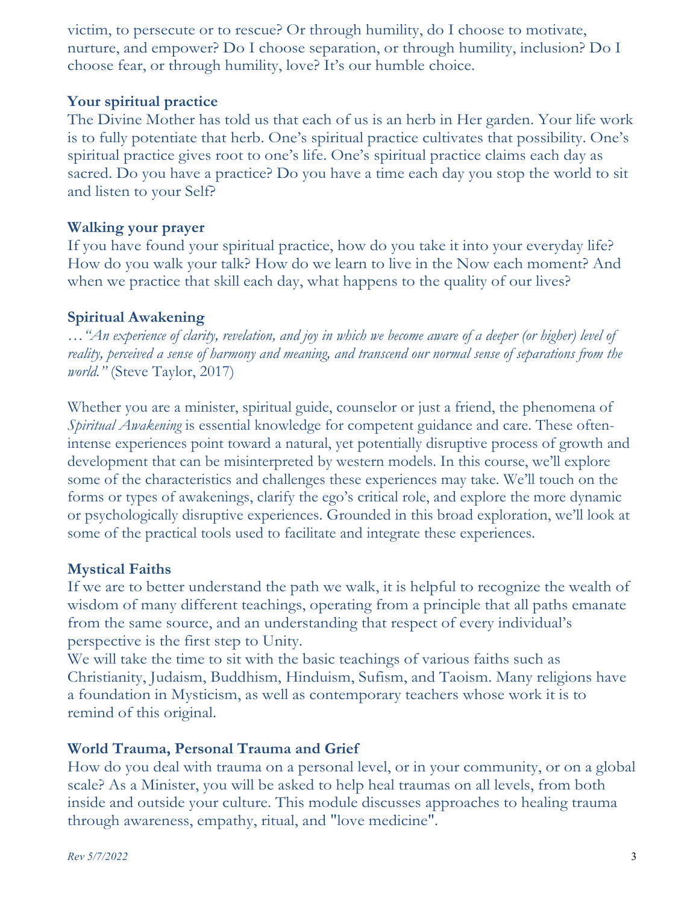victim, to persecute or to rescue? Or through humility, do I choose to motivate, nurture, and empower? Do I choose separation, or through humility, inclusion? Do I choose fear, or through humility, love? It's our humble choice.

**Your spiritual practice**

The Divine Mother has told us that each of us is an herb in Her garden. Your life work is to fully potentiate that herb. One's spiritual practice cultivates that possibility. One's spiritual practice gives root to one's life. One's spiritual practice claims each day as sacred. Do you have a practice? Do you have a time each day you stop the world to sit and listen to your Self?

**Walking your prayer**

If you have found your spiritual practice, how do you take it into your everyday life? How do you walk your talk? How do we learn to live in the Now each moment? And when we practice that skill each day, what happens to the quality of our lives?

**Spiritual Awakening**

…*"An experience of clarity, revelation, and joy in which we become aware of a deeper (or higher) level of reality, perceived a sense of harmony and meaning, and transcend our normal sense of separations from the world."* (Steve Taylor, 2017)

Whether you are a minister, spiritual guide, counselor or just a friend, the phenomena of *Spiritual Awakening* is essential knowledge for competent guidance and care. These often-intense experiences point toward a natural, yet potentially disruptive process of growth and development that can be misinterpreted by western models. In this course, we'll explore some of the characteristics and challenges these experiences may take. We'll touch on the forms or types of awakenings, clarify the ego's critical role, and explore the more dynamic or psychologically disruptive experiences. Grounded in this broad exploration, we'll look at some of the practical tools used to facilitate and integrate these experiences.

**Mystical Faiths**

If we are to better understand the path we walk, it is helpful to recognize the wealth of wisdom of many different teachings, operating from a principle that all paths emanate from the same source, and an understanding that respect of every individual's perspective is the first step to Unity.

We will take the time to sit with the basic teachings of various faiths such as Christianity, Judaism, Buddhism, Hinduism, Sufism, and Taoism. Many religions have a foundation in Mysticism, as well as contemporary teachers whose work it is to remind of this original.

**World Trauma, Personal Trauma and Grief**

How do you deal with trauma on a personal level, or in your community, or on a global scale? As a Minister, you will be asked to help heal traumas on all levels, from both inside and outside your culture. This module discusses approaches to healing trauma through awareness, empathy, ritual, and "love medicine".

*Rev 5/7/2022*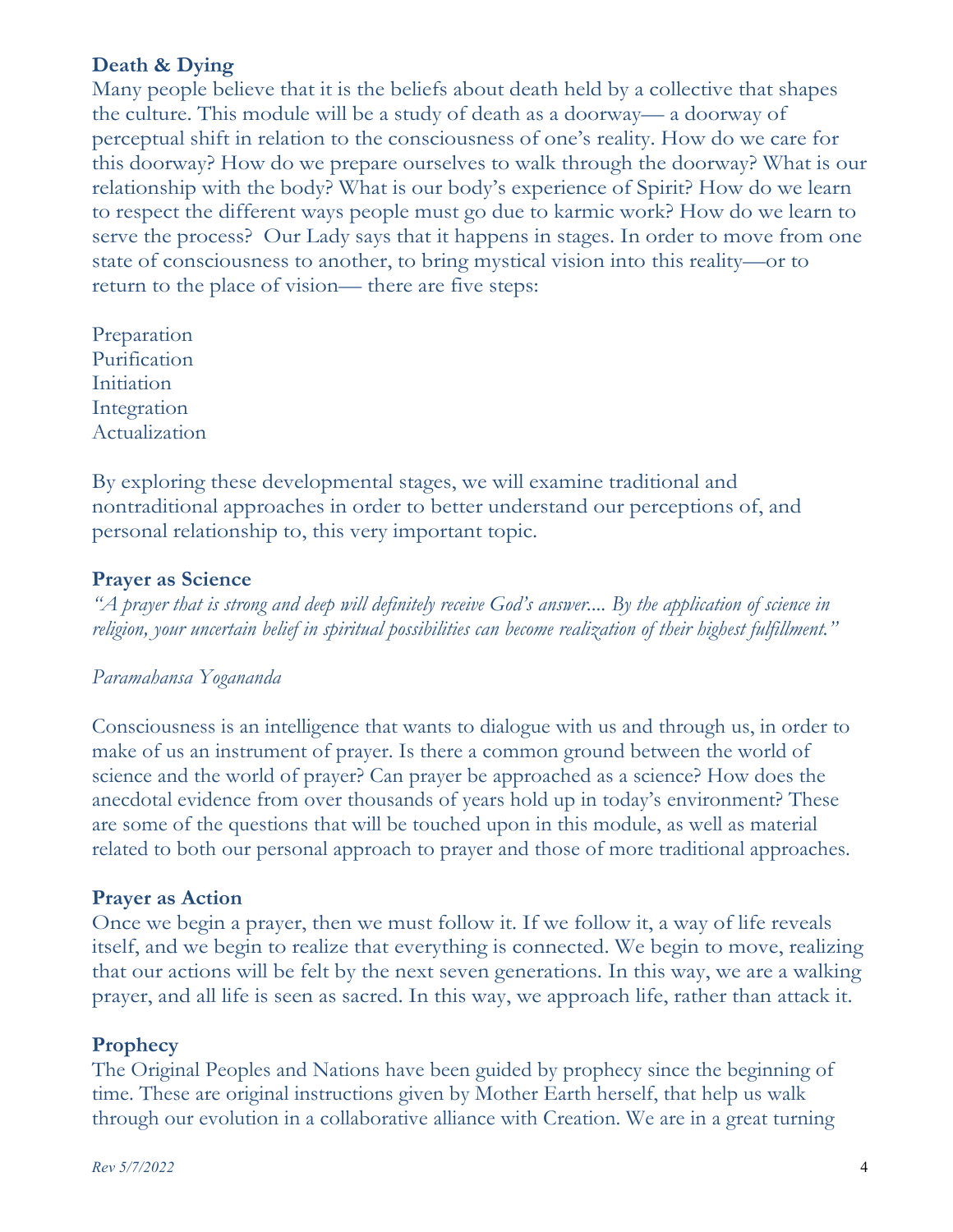**Death & Dying**

Many people believe that it is the beliefs about death held by a collective that shapes the culture. This module will be a study of death as a doorway— a doorway of perceptual shift in relation to the consciousness of one's reality. How do we care for this doorway? How do we prepare ourselves to walk through the doorway? What is our relationship with the body? What is our body's experience of Spirit? How do we learn to respect the different ways people must go due to karmic work? How do we learn to serve the process? Our Lady says that it happens in stages. In order to move from one state of consciousness to another, to bring mystical vision into this reality—or to return to the place of vision— there are five steps:

Preparation
Purification
Initiation
Integration
Actualization

By exploring these developmental stages, we will examine traditional and nontraditional approaches in order to better understand our perceptions of, and personal relationship to, this very important topic.

**Prayer as Science**

*"A prayer that is strong and deep will definitely receive God's answer.... By the application of science in religion, your uncertain belief in spiritual possibilities can become realization of their highest fulfillment."*

*Paramahansa Yogananda*

Consciousness is an intelligence that wants to dialogue with us and through us, in order to make of us an instrument of prayer. Is there a common ground between the world of science and the world of prayer? Can prayer be approached as a science? How does the anecdotal evidence from over thousands of years hold up in today's environment? These are some of the questions that will be touched upon in this module, as well as material related to both our personal approach to prayer and those of more traditional approaches.

**Prayer as Action**

Once we begin a prayer, then we must follow it. If we follow it, a way of life reveals itself, and we begin to realize that everything is connected. We begin to move, realizing that our actions will be felt by the next seven generations. In this way, we are a walking prayer, and all life is seen as sacred. In this way, we approach life, rather than attack it.

**Prophecy**

The Original Peoples and Nations have been guided by prophecy since the beginning of time. These are original instructions given by Mother Earth herself, that help us walk through our evolution in a collaborative alliance with Creation. We are in a great turning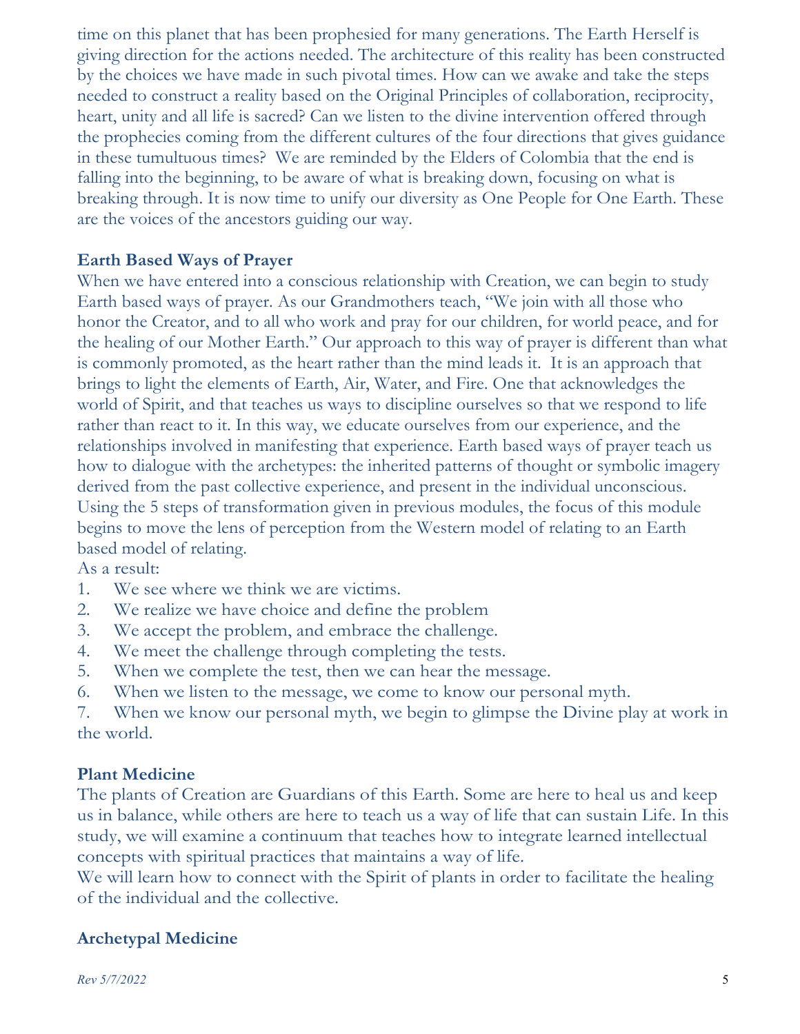time on this planet that has been prophesied for many generations. The Earth Herself is giving direction for the actions needed. The architecture of this reality has been constructed by the choices we have made in such pivotal times. How can we awake and take the steps needed to construct a reality based on the Original Principles of collaboration, reciprocity, heart, unity and all life is sacred? Can we listen to the divine intervention offered through the prophecies coming from the different cultures of the four directions that gives guidance in these tumultuous times? We are reminded by the Elders of Colombia that the end is falling into the beginning, to be aware of what is breaking down, focusing on what is breaking through. It is now time to unify our diversity as One People for One Earth. These are the voices of the ancestors guiding our way.

### Earth Based Ways of Prayer

When we have entered into a conscious relationship with Creation, we can begin to study Earth based ways of prayer. As our Grandmothers teach, "We join with all those who honor the Creator, and to all who work and pray for our children, for world peace, and for the healing of our Mother Earth." Our approach to this way of prayer is different than what is commonly promoted, as the heart rather than the mind leads it. It is an approach that brings to light the elements of Earth, Air, Water, and Fire. One that acknowledges the world of Spirit, and that teaches us ways to discipline ourselves so that we respond to life rather than react to it. In this way, we educate ourselves from our experience, and the relationships involved in manifesting that experience. Earth based ways of prayer teach us how to dialogue with the archetypes: the inherited patterns of thought or symbolic imagery derived from the past collective experience, and present in the individual unconscious. Using the 5 steps of transformation given in previous modules, the focus of this module begins to move the lens of perception from the Western model of relating to an Earth based model of relating.

As a result:

1. We see where we think we are victims.
2. We realize we have choice and define the problem
3. We accept the problem, and embrace the challenge.
4. We meet the challenge through completing the tests.
5. When we complete the test, then we can hear the message.
6. When we listen to the message, we come to know our personal myth.
7. When we know our personal myth, we begin to glimpse the Divine play at work in the world.

### Plant Medicine

The plants of Creation are Guardians of this Earth. Some are here to heal us and keep us in balance, while others are here to teach us a way of life that can sustain Life. In this study, we will examine a continuum that teaches how to integrate learned intellectual concepts with spiritual practices that maintains a way of life.

We will learn how to connect with the Spirit of plants in order to facilitate the healing of the individual and the collective.

### Archetypal Medicine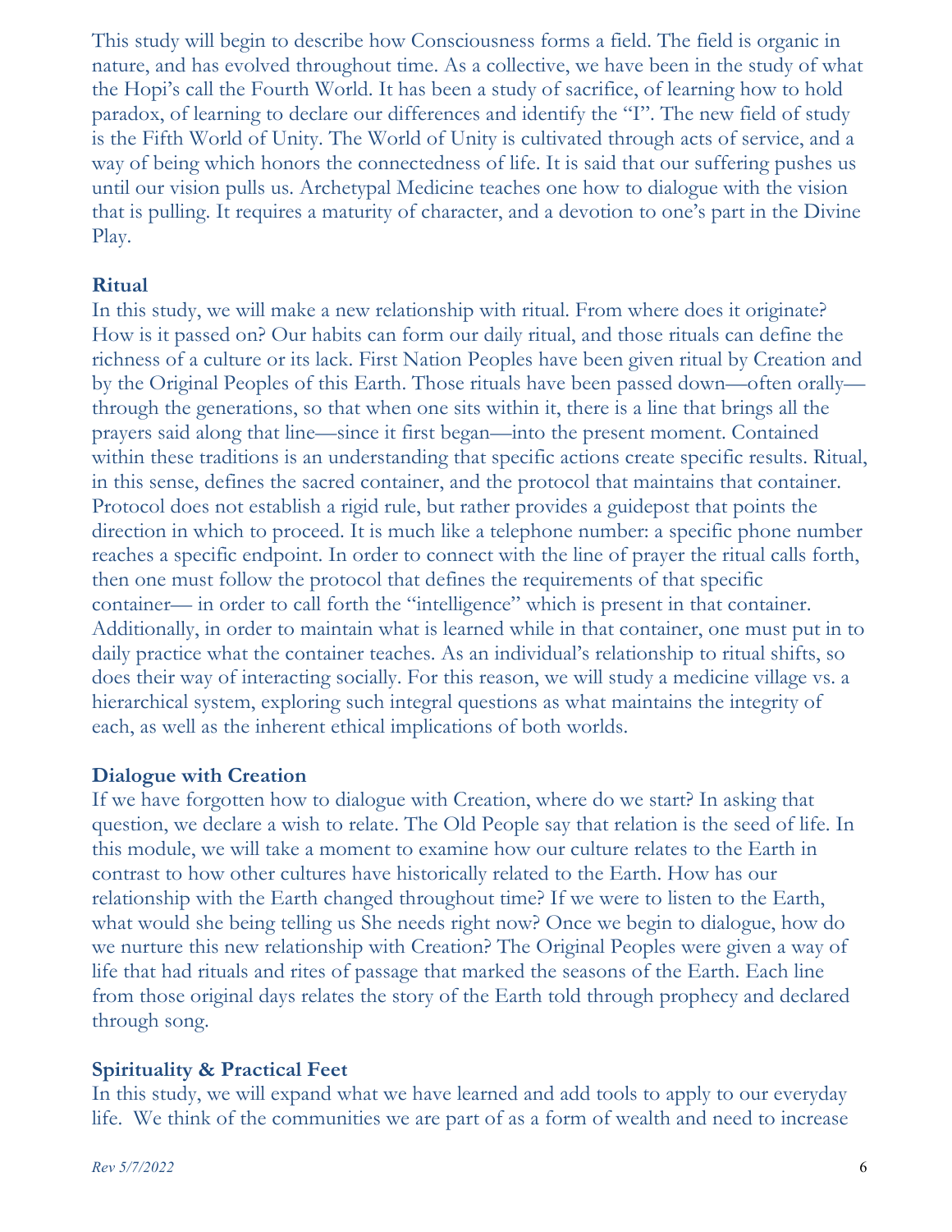This study will begin to describe how Consciousness forms a field. The field is organic in nature, and has evolved throughout time. As a collective, we have been in the study of what the Hopi's call the Fourth World. It has been a study of sacrifice, of learning how to hold paradox, of learning to declare our differences and identify the "I". The new field of study is the Fifth World of Unity. The World of Unity is cultivated through acts of service, and a way of being which honors the connectedness of life. It is said that our suffering pushes us until our vision pulls us. Archetypal Medicine teaches one how to dialogue with the vision that is pulling. It requires a maturity of character, and a devotion to one's part in the Divine Play.

### Ritual

In this study, we will make a new relationship with ritual. From where does it originate? How is it passed on? Our habits can form our daily ritual, and those rituals can define the richness of a culture or its lack. First Nation Peoples have been given ritual by Creation and by the Original Peoples of this Earth. Those rituals have been passed down—often orally—through the generations, so that when one sits within it, there is a line that brings all the prayers said along that line—since it first began—into the present moment. Contained within these traditions is an understanding that specific actions create specific results. Ritual, in this sense, defines the sacred container, and the protocol that maintains that container. Protocol does not establish a rigid rule, but rather provides a guidepost that points the direction in which to proceed. It is much like a telephone number: a specific phone number reaches a specific endpoint. In order to connect with the line of prayer the ritual calls forth, then one must follow the protocol that defines the requirements of that specific container— in order to call forth the "intelligence" which is present in that container. Additionally, in order to maintain what is learned while in that container, one must put in to daily practice what the container teaches. As an individual's relationship to ritual shifts, so does their way of interacting socially. For this reason, we will study a medicine village vs. a hierarchical system, exploring such integral questions as what maintains the integrity of each, as well as the inherent ethical implications of both worlds.

### Dialogue with Creation

If we have forgotten how to dialogue with Creation, where do we start? In asking that question, we declare a wish to relate. The Old People say that relation is the seed of life. In this module, we will take a moment to examine how our culture relates to the Earth in contrast to how other cultures have historically related to the Earth. How has our relationship with the Earth changed throughout time? If we were to listen to the Earth, what would she being telling us She needs right now? Once we begin to dialogue, how do we nurture this new relationship with Creation? The Original Peoples were given a way of life that had rituals and rites of passage that marked the seasons of the Earth. Each line from those original days relates the story of the Earth told through prophecy and declared through song.

### Spirituality & Practical Feet

In this study, we will expand what we have learned and add tools to apply to our everyday life.  We think of the communities we are part of as a form of wealth and need to increase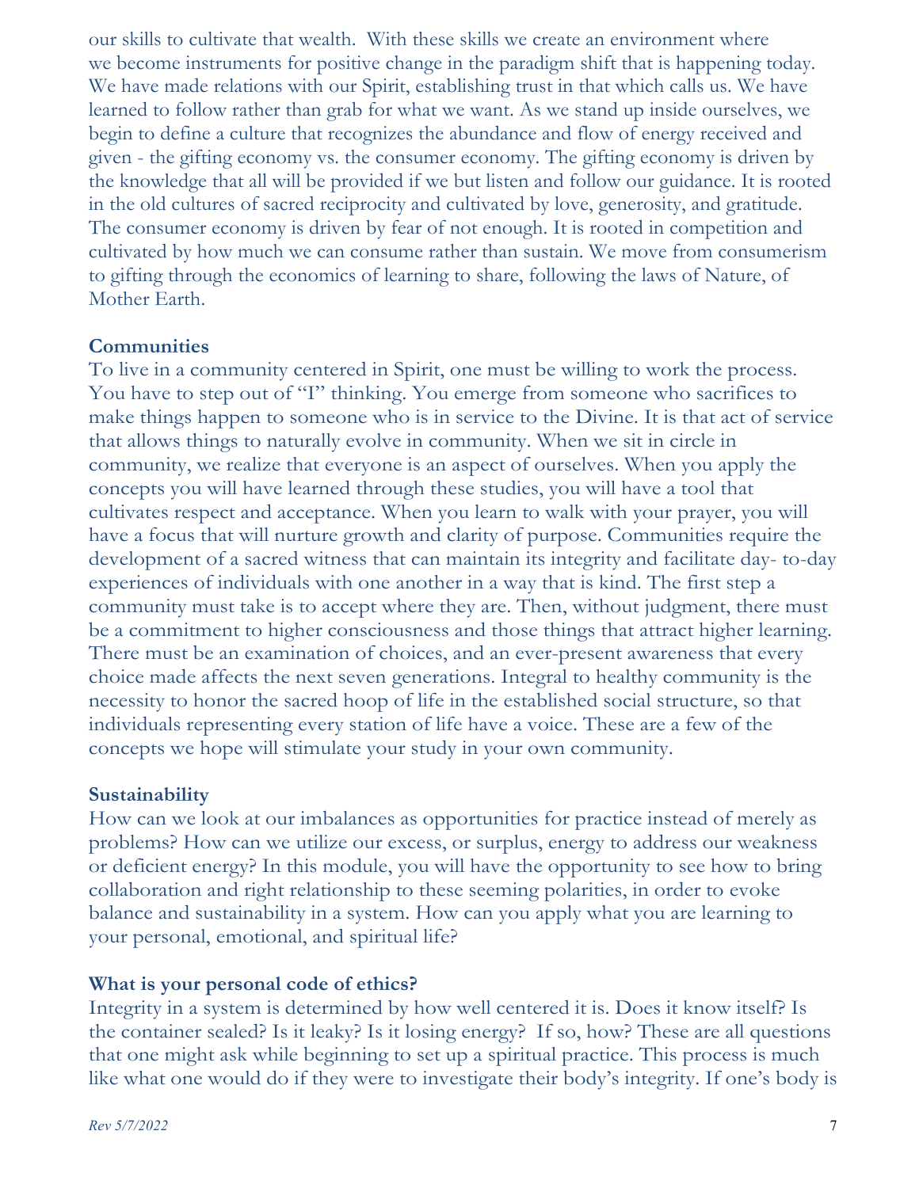our skills to cultivate that wealth. With these skills we create an environment where we become instruments for positive change in the paradigm shift that is happening today. We have made relations with our Spirit, establishing trust in that which calls us. We have learned to follow rather than grab for what we want. As we stand up inside ourselves, we begin to define a culture that recognizes the abundance and flow of energy received and given - the gifting economy vs. the consumer economy. The gifting economy is driven by the knowledge that all will be provided if we but listen and follow our guidance. It is rooted in the old cultures of sacred reciprocity and cultivated by love, generosity, and gratitude. The consumer economy is driven by fear of not enough. It is rooted in competition and cultivated by how much we can consume rather than sustain. We move from consumerism to gifting through the economics of learning to share, following the laws of Nature, of Mother Earth.

**Communities**

To live in a community centered in Spirit, one must be willing to work the process. You have to step out of "I" thinking. You emerge from someone who sacrifices to make things happen to someone who is in service to the Divine. It is that act of service that allows things to naturally evolve in community. When we sit in circle in community, we realize that everyone is an aspect of ourselves. When you apply the concepts you will have learned through these studies, you will have a tool that cultivates respect and acceptance. When you learn to walk with your prayer, you will have a focus that will nurture growth and clarity of purpose. Communities require the development of a sacred witness that can maintain its integrity and facilitate day- to-day experiences of individuals with one another in a way that is kind. The first step a community must take is to accept where they are. Then, without judgment, there must be a commitment to higher consciousness and those things that attract higher learning. There must be an examination of choices, and an ever-present awareness that every choice made affects the next seven generations. Integral to healthy community is the necessity to honor the sacred hoop of life in the established social structure, so that individuals representing every station of life have a voice. These are a few of the concepts we hope will stimulate your study in your own community.

**Sustainability**

How can we look at our imbalances as opportunities for practice instead of merely as problems? How can we utilize our excess, or surplus, energy to address our weakness or deficient energy? In this module, you will have the opportunity to see how to bring collaboration and right relationship to these seeming polarities, in order to evoke balance and sustainability in a system. How can you apply what you are learning to your personal, emotional, and spiritual life?

**What is your personal code of ethics?**

Integrity in a system is determined by how well centered it is. Does it know itself? Is the container sealed? Is it leaky? Is it losing energy? If so, how? These are all questions that one might ask while beginning to set up a spiritual practice. This process is much like what one would do if they were to investigate their body's integrity. If one's body is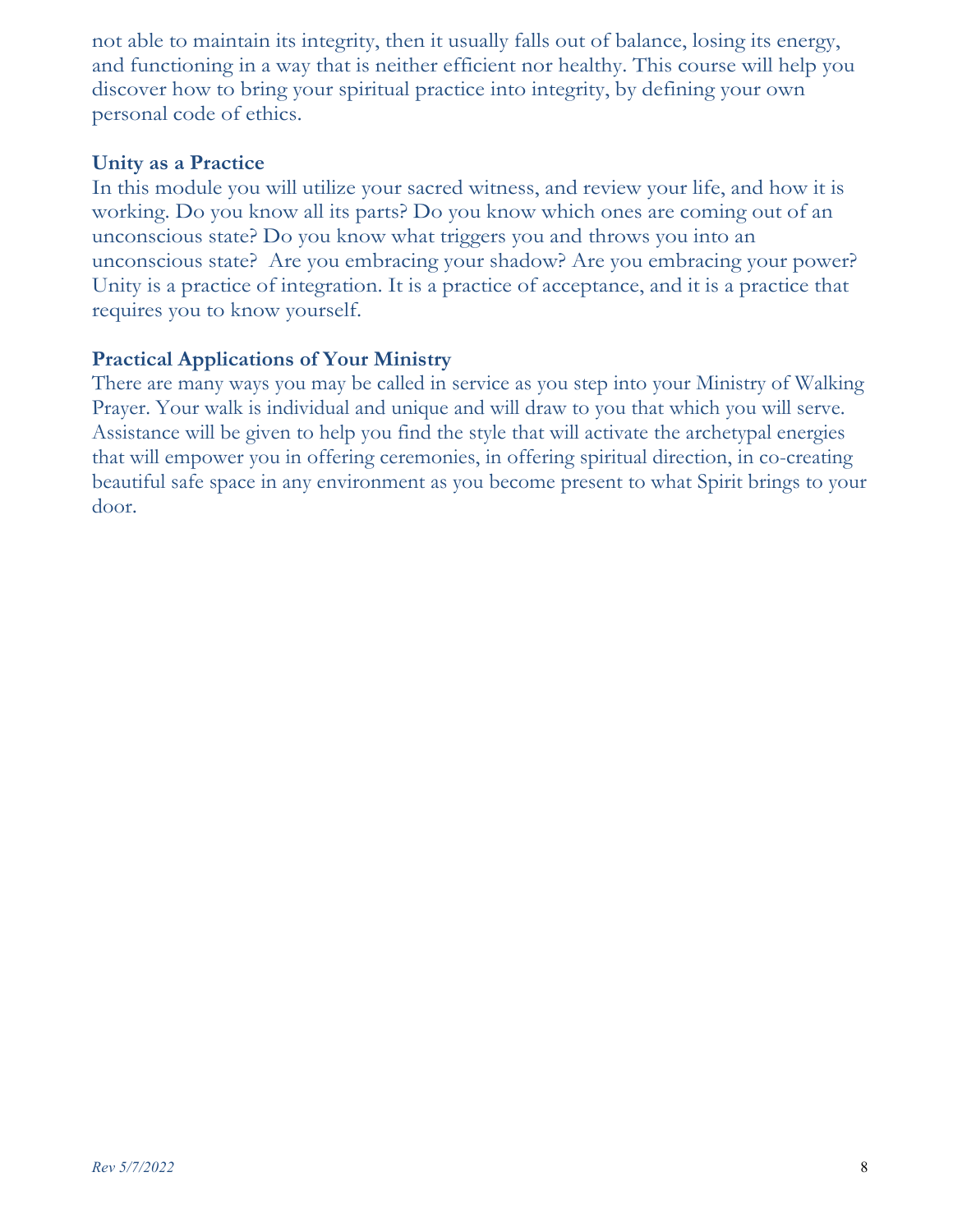not able to maintain its integrity, then it usually falls out of balance, losing its energy, and functioning in a way that is neither efficient nor healthy. This course will help you discover how to bring your spiritual practice into integrity, by defining your own personal code of ethics.

**Unity as a Practice**

In this module you will utilize your sacred witness, and review your life, and how it is working. Do you know all its parts? Do you know which ones are coming out of an unconscious state? Do you know what triggers you and throws you into an unconscious state? Are you embracing your shadow? Are you embracing your power? Unity is a practice of integration. It is a practice of acceptance, and it is a practice that requires you to know yourself.

**Practical Applications of Your Ministry**

There are many ways you may be called in service as you step into your Ministry of Walking Prayer. Your walk is individual and unique and will draw to you that which you will serve. Assistance will be given to help you find the style that will activate the archetypal energies that will empower you in offering ceremonies, in offering spiritual direction, in co-creating beautiful safe space in any environment as you become present to what Spirit brings to your door.